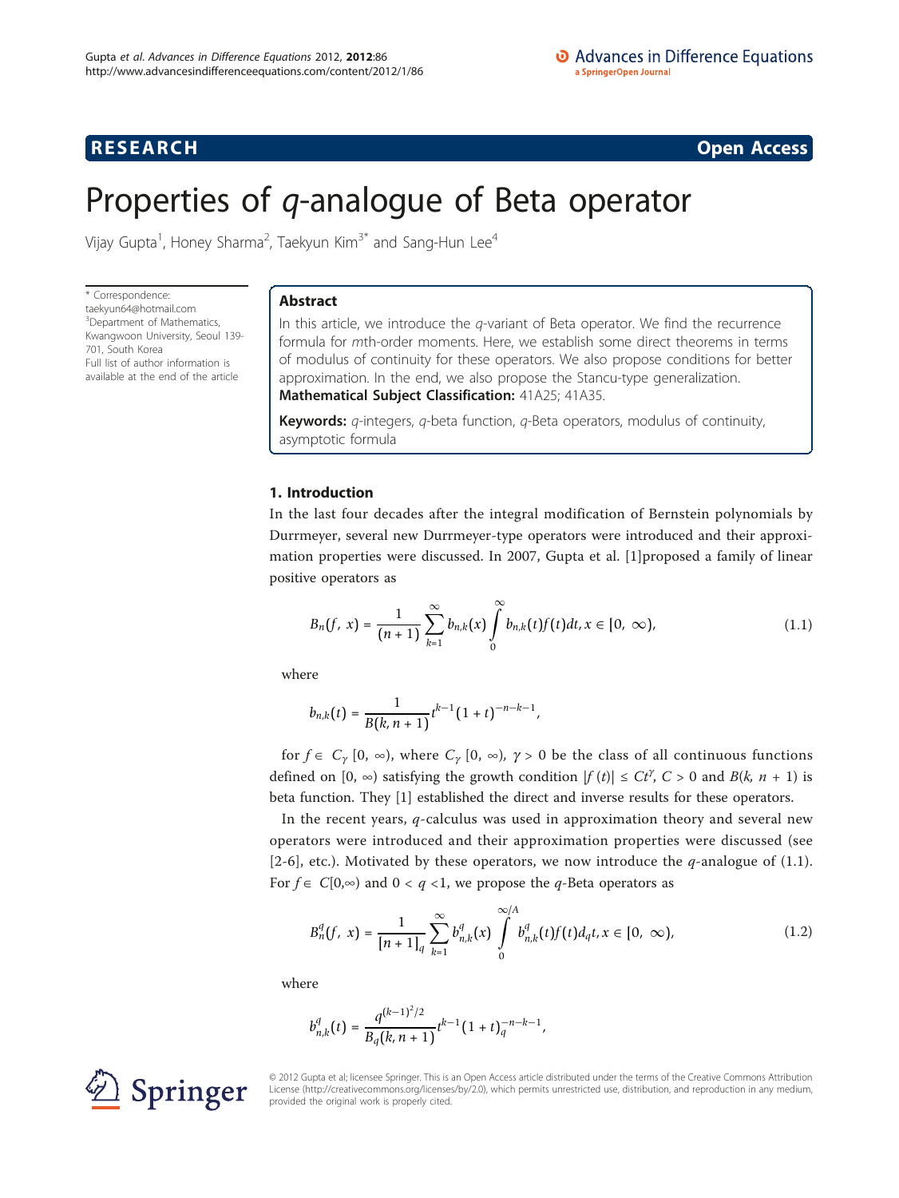RESEARCH — Open Access

# Properties of $q$-analogue of Beta operator

Vijay Gupta[1], Honey Sharma[2], Taekyun Kim[3*] and Sang-Hun Lee[4]

\* Correspondence: taekyun64@hotmail.com
[3]Department of Mathematics, Kwangwoon University, Seoul 139-701, South Korea
Full list of author information is available at the end of the article

## Abstract

In this article, we introduce the $q$-variant of Beta operator. We find the recurrence formula for $m$th-order moments. Here, we establish some direct theorems in terms of modulus of continuity for these operators. We also propose conditions for better approximation. In the end, we also propose the Stancu-type generalization.

**Mathematical Subject Classification:** 41A25; 41A35.

**Keywords:** $q$-integers, $q$-beta function, $q$-Beta operators, modulus of continuity, asymptotic formula

## 1. Introduction

In the last four decades after the integral modification of Bernstein polynomials by Durrmeyer, several new Durrmeyer-type operators were introduced and their approximation properties were discussed. In 2007, Gupta et al. [1]proposed a family of linear positive operators as

$$B_n(f, x) = \frac{1}{(n+1)} \sum_{k=1}^{\infty} b_{n,k}(x) \int_0^{\infty} b_{n,k}(t) f(t) dt, x \in [0, \infty), \tag{1.1}$$

where

$$b_{n,k}(t) = \frac{1}{B(k, n+1)} t^{k-1} (1+t)^{-n-k-1},$$

for $f \in C_\gamma [0, \infty)$, where $C_\gamma [0, \infty)$, $\gamma > 0$ be the class of all continuous functions defined on $[0, \infty)$ satisfying the growth condition $|f(t)| \leq Ct^\gamma$, $C > 0$ and $B(k, n+1)$ is beta function. They [1] established the direct and inverse results for these operators.

In the recent years, $q$-calculus was used in approximation theory and several new operators were introduced and their approximation properties were discussed (see [2-6], etc.). Motivated by these operators, we now introduce the $q$-analogue of (1.1). For $f \in C[0,\infty)$ and $0 < q < 1$, we propose the $q$-Beta operators as

$$B_n^q(f, x) = \frac{1}{[n+1]_q} \sum_{k=1}^{\infty} b_{n,k}^q(x) \int_0^{\infty/A} b_{n,k}^q(t) f(t) d_q t, x \in [0, \infty), \tag{1.2}$$

where

$$b_{n,k}^q(t) = \frac{q^{(k-1)^2/2}}{B_q(k, n+1)} t^{k-1} (1+t)_q^{-n-k-1},$$

© 2012 Gupta et al; licensee Springer. This is an Open Access article distributed under the terms of the Creative Commons Attribution License (http://creativecommons.org/licenses/by/2.0), which permits unrestricted use, distribution, and reproduction in any medium, provided the original work is properly cited.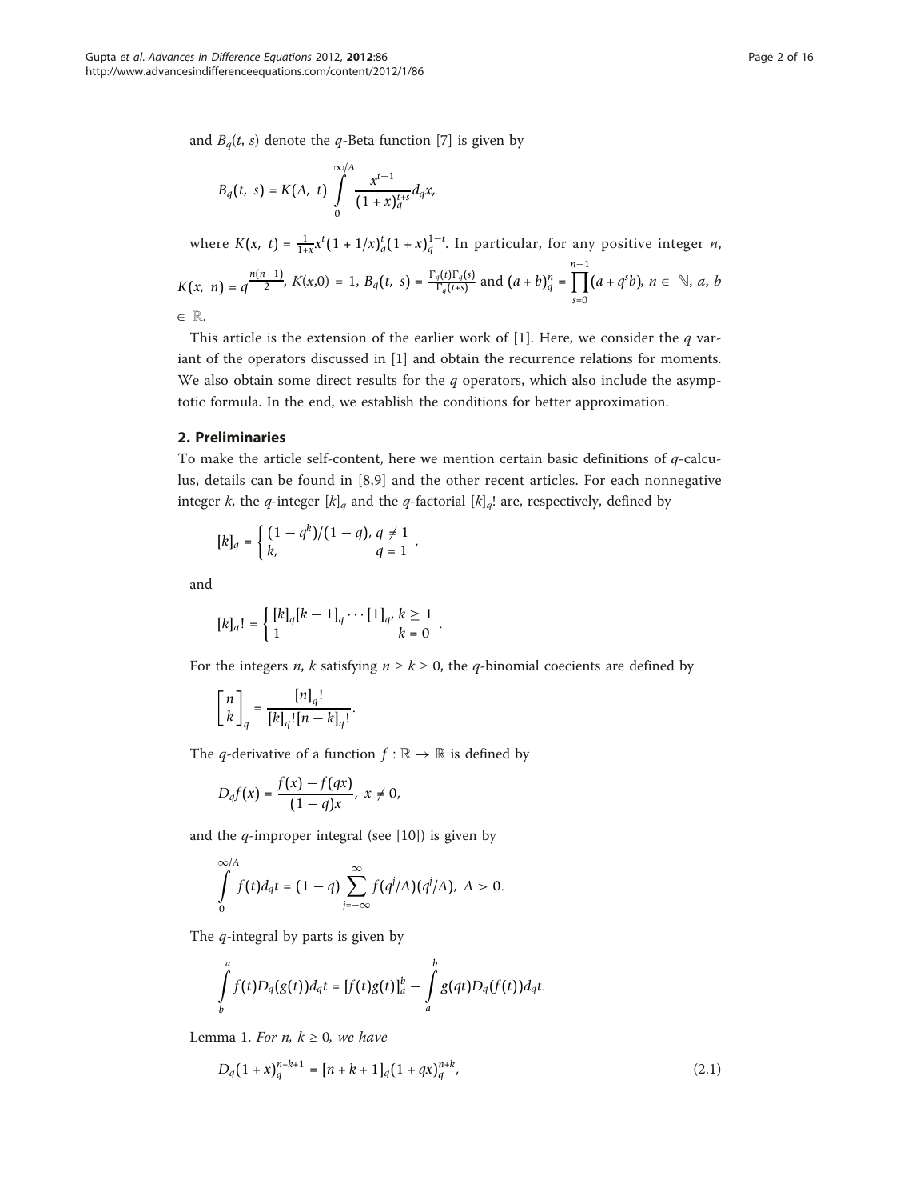and $B_q(t, s)$ denote the $q$-Beta function [7] is given by

$$B_q(t,\ s) = K(A,\ t) \int_0^{\infty/A} \frac{x^{t-1}}{(1+x)_q^{t+s}} d_q x,$$

where $K(x,\ t) = \frac{1}{1+x} x^t (1 + 1/x)_q^t (1+x)_q^{1-t}$. In particular, for any positive integer $n$, $K(x,\ n) = q^{\frac{n(n-1)}{2}}$, $K(x,0) = 1$, $B_q(t,\ s) = \frac{\Gamma_q(t)\Gamma_q(s)}{\Gamma_q(t+s)}$ and $(a+b)_q^n = \prod_{s=0}^{n-1}(a + q^s b)$, $n \in \mathbb{N}$, $a$, $b \in \mathbb{R}$.

This article is the extension of the earlier work of [1]. Here, we consider the $q$ variant of the operators discussed in [1] and obtain the recurrence relations for moments. We also obtain some direct results for the $q$ operators, which also include the asymptotic formula. In the end, we establish the conditions for better approximation.

## 2. Preliminaries

To make the article self-content, here we mention certain basic definitions of $q$-calculus, details can be found in [8,9] and the other recent articles. For each nonnegative integer $k$, the $q$-integer $[k]_q$ and the $q$-factorial $[k]_q!$ are, respectively, defined by

$$[k]_q = \begin{cases} (1-q^k)/(1-q), & q \neq 1 \\ k, & q = 1 \end{cases},$$

and

$$[k]_q! = \begin{cases} [k]_q [k-1]_q \cdots [1]_q, & k \geq 1 \\ 1 & k = 0 \end{cases}.$$

For the integers $n$, $k$ satisfying $n \geq k \geq 0$, the $q$-binomial coecients are defined by

$$\begin{bmatrix} n \\ k \end{bmatrix}_q = \frac{[n]_q!}{[k]_q! [n-k]_q!}.$$

The $q$-derivative of a function $f : \mathbb{R} \to \mathbb{R}$ is defined by

$$D_q f(x) = \frac{f(x) - f(qx)}{(1-q)x},\ x \neq 0,$$

and the $q$-improper integral (see [10]) is given by

$$\int_0^{\infty/A} f(t) d_q t = (1-q) \sum_{j=-\infty}^{\infty} f(q^j/A)(q^j/A),\ A > 0.$$

The $q$-integral by parts is given by

$$\int_b^a f(t) D_q(g(t)) d_q t = [f(t)g(t)]_a^b - \int_a^b g(qt) D_q(f(t)) d_q t.$$

Lemma 1. *For $n$, $k \geq 0$, we have*

$$D_q(1+x)_q^{n+k+1} = [n+k+1]_q (1+qx)_q^{n+k}, \tag{2.1}$$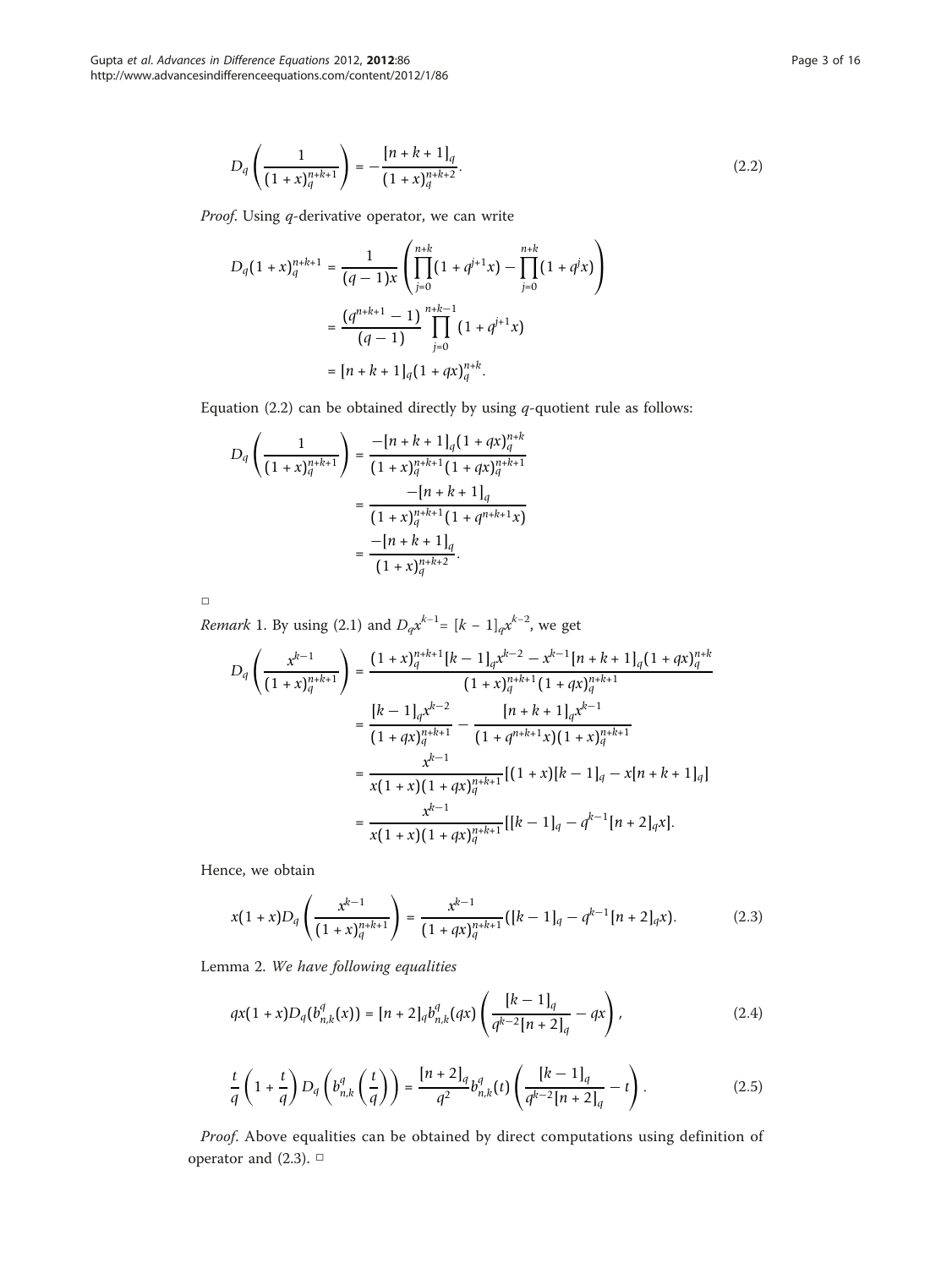$$D_q\left(\frac{1}{(1+x)_q^{n+k+1}}\right) = -\frac{[n+k+1]_q}{(1+x)_q^{n+k+2}}. \tag{2.2}$$

*Proof*. Using $q$-derivative operator, we can write

$$\begin{aligned}
D_q(1+x)_q^{n+k+1} &= \frac{1}{(q-1)x}\left(\prod_{j=0}^{n+k}(1+q^{j+1}x) - \prod_{j=0}^{n+k}(1+q^j x)\right)\\
&= \frac{(q^{n+k+1}-1)}{(q-1)}\prod_{j=0}^{n+k-1}(1+q^{j+1}x)\\
&= [n+k+1]_q(1+qx)_q^{n+k}.
\end{aligned}$$

Equation (2.2) can be obtained directly by using $q$-quotient rule as follows:

$$\begin{aligned}
D_q\left(\frac{1}{(1+x)_q^{n+k+1}}\right) &= \frac{-[n+k+1]_q(1+qx)_q^{n+k}}{(1+x)_q^{n+k+1}(1+qx)_q^{n+k+1}}\\
&= \frac{-[n+k+1]_q}{(1+x)_q^{n+k+1}(1+q^{n+k+1}x)}\\
&= \frac{-[n+k+1]_q}{(1+x)_q^{n+k+2}}.
\end{aligned}$$

□

*Remark* 1. By using (2.1) and $D_q x^{k-1} = [k-1]_q x^{k-2}$, we get

$$\begin{aligned}
D_q\left(\frac{x^{k-1}}{(1+x)_q^{n+k+1}}\right) &= \frac{(1+x)_q^{n+k+1}[k-1]_q x^{k-2} - x^{k-1}[n+k+1]_q(1+qx)_q^{n+k}}{(1+x)_q^{n+k+1}(1+qx)_q^{n+k+1}}\\
&= \frac{[k-1]_q x^{k-2}}{(1+qx)_q^{n+k+1}} - \frac{[n+k+1]_q x^{k-1}}{(1+q^{n+k+1}x)(1+x)_q^{n+k+1}}\\
&= \frac{x^{k-1}}{x(1+x)(1+qx)_q^{n+k+1}}[(1+x)[k-1]_q - x[n+k+1]_q]\\
&= \frac{x^{k-1}}{x(1+x)(1+qx)_q^{n+k+1}}[[k-1]_q - q^{k-1}[n+2]_q x].
\end{aligned}$$

Hence, we obtain

$$x(1+x)D_q\left(\frac{x^{k-1}}{(1+x)_q^{n+k+1}}\right) = \frac{x^{k-1}}{(1+qx)_q^{n+k+1}}([k-1]_q - q^{k-1}[n+2]_q x). \tag{2.3}$$

Lemma 2. *We have following equalities*

$$qx(1+x)D_q(b_{n,k}^q(x)) = [n+2]_q b_{n,k}^q(qx)\left(\frac{[k-1]_q}{q^{k-2}[n+2]_q} - qx\right), \tag{2.4}$$

$$\frac{t}{q}\left(1+\frac{t}{q}\right)D_q\left(b_{n,k}^q\left(\frac{t}{q}\right)\right) = \frac{[n+2]_q}{q^2}b_{n,k}^q(t)\left(\frac{[k-1]_q}{q^{k-2}[n+2]_q} - t\right). \tag{2.5}$$

*Proof*. Above equalities can be obtained by direct computations using definition of operator and (2.3). □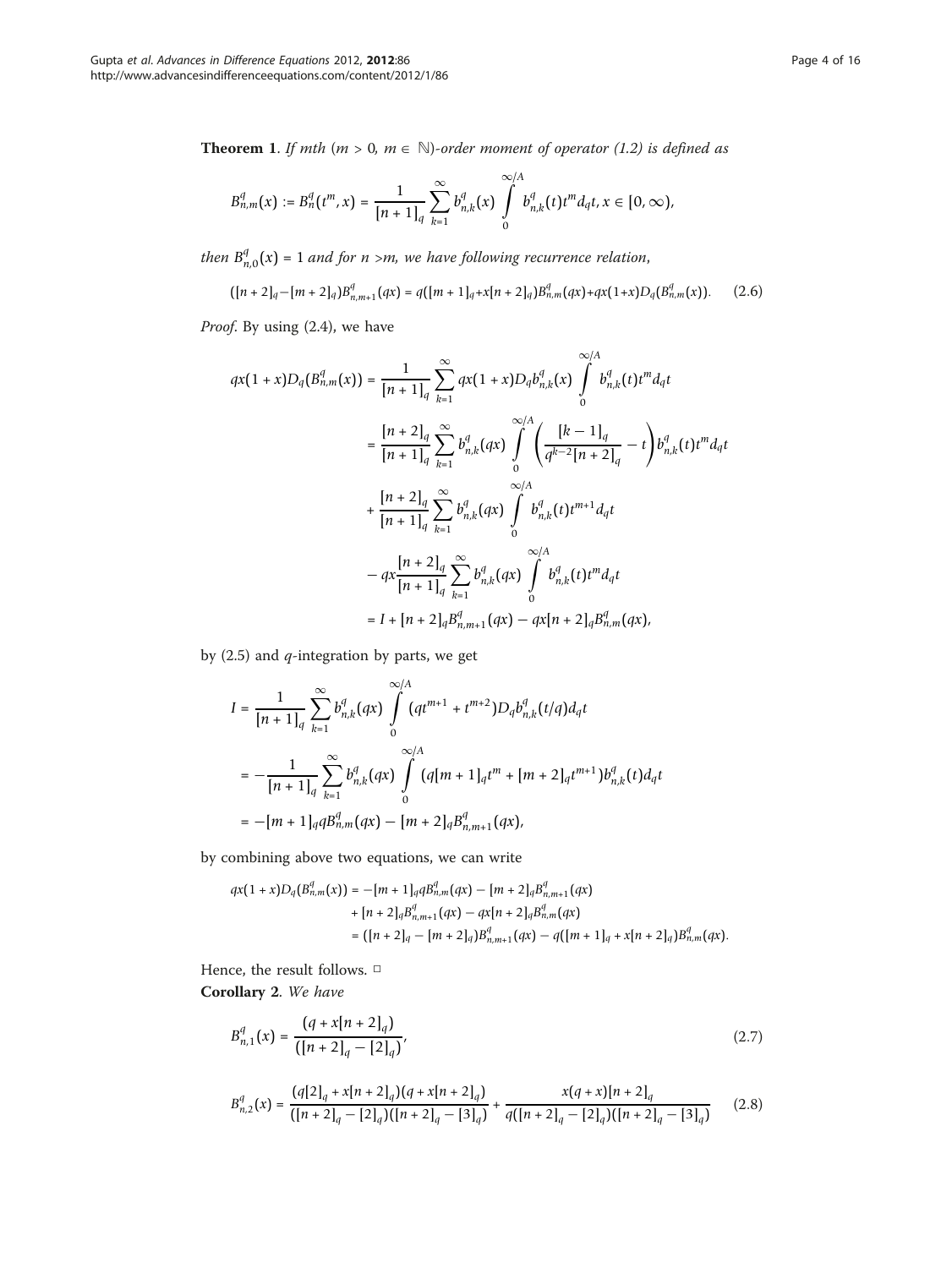**Theorem 1**. *If mth ($m > 0$, $m \in \mathbb{N}$)-order moment of operator (1.2) is defined as*

$$B_{n,m}^q(x) := B_n^q(t^m, x) = \frac{1}{[n+1]_q} \sum_{k=1}^{\infty} b_{n,k}^q(x) \int_0^{\infty/A} b_{n,k}^q(t) t^m d_q t, x \in [0, \infty),$$

*then $B_{n,0}^q(x) = 1$ and for $n > m$, we have following recurrence relation,*

$$([n+2]_q - [m+2]_q) B_{n,m+1}^q(qx) = q([m+1]_q + x[n+2]_q) B_{n,m}^q(qx) + qx(1+x) D_q(B_{n,m}^q(x)). \tag{2.6}$$

*Proof*. By using (2.4), we have

$$\begin{aligned}
qx(1+x) D_q(B_{n,m}^q(x)) &= \frac{1}{[n+1]_q} \sum_{k=1}^{\infty} qx(1+x) D_q b_{n,k}^q(x) \int_0^{\infty/A} b_{n,k}^q(t) t^m d_q t \\
&= \frac{[n+2]_q}{[n+1]_q} \sum_{k=1}^{\infty} b_{n,k}^q(qx) \int_0^{\infty/A} \left( \frac{[k-1]_q}{q^{k-2}[n+2]_q} - t \right) b_{n,k}^q(t) t^m d_q t \\
&+ \frac{[n+2]_q}{[n+1]_q} \sum_{k=1}^{\infty} b_{n,k}^q(qx) \int_0^{\infty/A} b_{n,k}^q(t) t^{m+1} d_q t \\
&- qx \frac{[n+2]_q}{[n+1]_q} \sum_{k=1}^{\infty} b_{n,k}^q(qx) \int_0^{\infty/A} b_{n,k}^q(t) t^m d_q t \\
&= I + [n+2]_q B_{n,m+1}^q(qx) - qx[n+2]_q B_{n,m}^q(qx),
\end{aligned}$$

by (2.5) and $q$-integration by parts, we get

$$\begin{aligned}
I &= \frac{1}{[n+1]_q} \sum_{k=1}^{\infty} b_{n,k}^q(qx) \int_0^{\infty/A} (qt^{m+1} + t^{m+2}) D_q b_{n,k}^q(t/q) d_q t \\
&= -\frac{1}{[n+1]_q} \sum_{k=1}^{\infty} b_{n,k}^q(qx) \int_0^{\infty/A} (q[m+1]_q t^m + [m+2]_q t^{m+1}) b_{n,k}^q(t) d_q t \\
&= -[m+1]_q q B_{n,m}^q(qx) - [m+2]_q B_{n,m+1}^q(qx),
\end{aligned}$$

by combining above two equations, we can write

$$\begin{aligned}
qx(1+x) D_q(B_{n,m}^q(x)) &= -[m+1]_q q B_{n,m}^q(qx) - [m+2]_q B_{n,m+1}^q(qx) \\
&+ [n+2]_q B_{n,m+1}^q(qx) - qx[n+2]_q B_{n,m}^q(qx) \\
&= ([n+2]_q - [m+2]_q) B_{n,m+1}^q(qx) - q([m+1]_q + x[n+2]_q) B_{n,m}^q(qx).
\end{aligned}$$

Hence, the result follows. □

**Corollary 2**. *We have*

$$B_{n,1}^q(x) = \frac{(q + x[n+2]_q)}{([n+2]_q - [2]_q)}, \tag{2.7}$$

$$B_{n,2}^q(x) = \frac{(q[2]_q + x[n+2]_q)(q + x[n+2]_q)}{([n+2]_q - [2]_q)([n+2]_q - [3]_q)} + \frac{x(q+x)[n+2]_q}{q([n+2]_q - [2]_q)([n+2]_q - [3]_q)} \tag{2.8}$$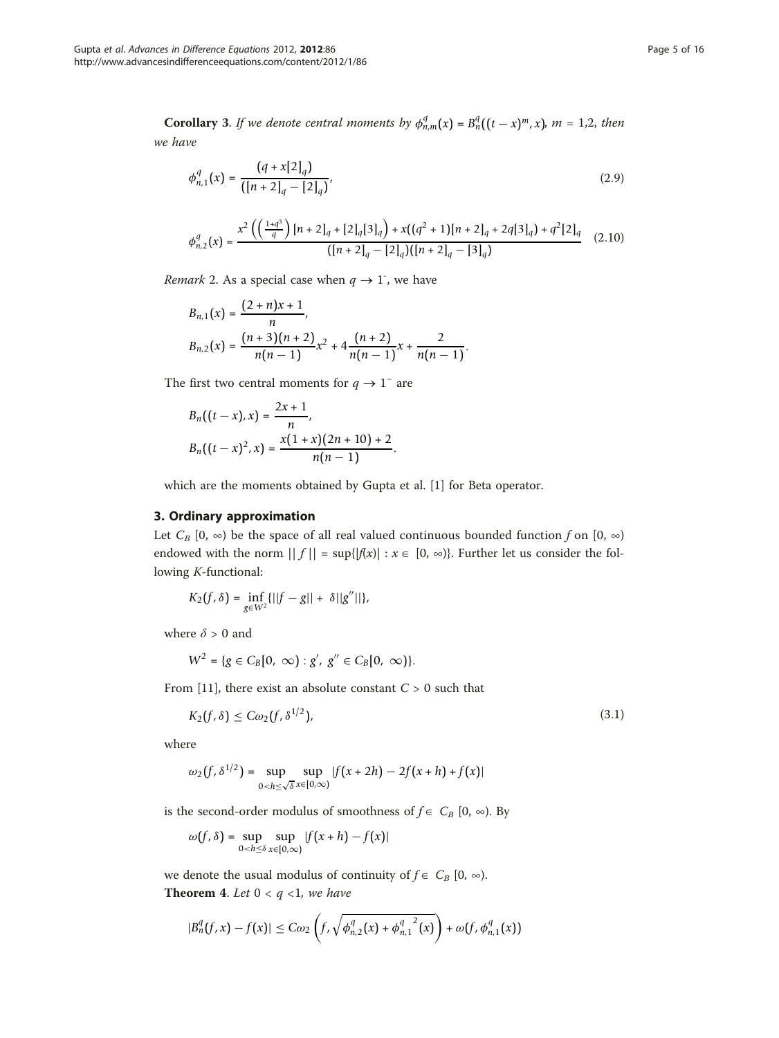**Corollary 3**. *If we denote central moments by* $\phi_{n,m}^q(x) = B_n^q((t-x)^m, x)$, $m = 1,2$, *then we have*

$$\phi_{n,1}^q(x) = \frac{(q + x[2]_q)}{([n+2]_q - [2]_q)}, \tag{2.9}$$

$$\phi_{n,2}^q(x) = \frac{x^2\left(\left(\frac{1+q^3}{q}\right)[n+2]_q + [2]_q[3]_q\right) + x((q^2+1)[n+2]_q + 2q[3]_q) + q^2[2]_q}{([n+2]_q - [2]_q)([n+2]_q - [3]_q)} \tag{2.10}$$

*Remark* 2. As a special case when $q \to 1^-$, we have

$$B_{n,1}(x) = \frac{(2+n)x + 1}{n},$$

$$B_{n,2}(x) = \frac{(n+3)(n+2)}{n(n-1)}x^2 + 4\frac{(n+2)}{n(n-1)}x + \frac{2}{n(n-1)}.$$

The first two central moments for $q \to 1^-$ are

$$B_n((t-x), x) = \frac{2x+1}{n},$$

$$B_n((t-x)^2, x) = \frac{x(1+x)(2n+10) + 2}{n(n-1)}.$$

which are the moments obtained by Gupta et al. [1] for Beta operator.

## 3. Ordinary approximation

Let $C_B[0, \infty)$ be the space of all real valued continuous bounded function $f$ on $[0, \infty)$ endowed with the norm $||f|| = \sup\{|f(x)| : x \in [0, \infty)\}$. Further let us consider the following $K$-functional:

$$K_2(f, \delta) = \inf_{g \in W^2}\{||f - g|| + \delta||g''||\},$$

where $\delta > 0$ and

$$W^2 = \{g \in C_B[0, \infty) : g', g'' \in C_B[0, \infty)\}.$$

From [11], there exist an absolute constant $C > 0$ such that

$$K_2(f, \delta) \leq C\omega_2(f, \delta^{1/2}), \tag{3.1}$$

where

$$\omega_2(f, \delta^{1/2}) = \sup_{0 < h \leq \sqrt{\delta}} \sup_{x \in [0, \infty)} |f(x + 2h) - 2f(x + h) + f(x)|$$

is the second-order modulus of smoothness of $f \in C_B[0, \infty)$. By

$$\omega(f, \delta) = \sup_{0 < h \leq \delta} \sup_{x \in [0, \infty)} |f(x + h) - f(x)|$$

we denote the usual modulus of continuity of $f \in C_B[0, \infty)$.

**Theorem 4**. *Let* $0 < q < 1$, *we have*

$$|B_n^q(f, x) - f(x)| \leq C\omega_2\left(f, \sqrt{\phi_{n,2}^q(x) + {\phi_{n,1}^q}^2(x)}\right) + \omega(f, \phi_{n,1}^q(x))$$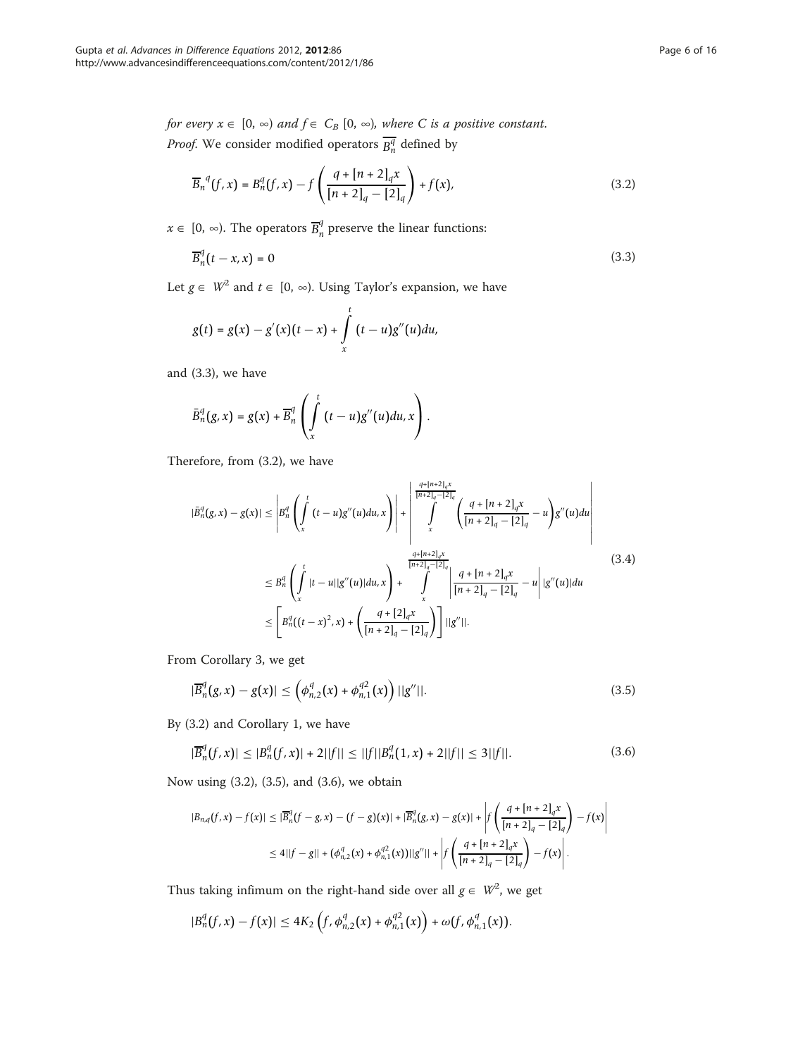*for every* $x \in [0, \infty)$ *and* $f \in C_B[0, \infty)$, *where C is a positive constant.*

*Proof.* We consider modified operators $\overline{B_n^q}$ defined by

$$\overline{B}_n{}^q(f,x) = B_n^q(f,x) - f\left(\frac{q + [n+2]_q x}{[n+2]_q - [2]_q}\right) + f(x), \tag{3.2}$$

$x \in [0, \infty)$. The operators $\overline{B}_n^q$ preserve the linear functions:

$$\overline{B}_n^q(t - x, x) = 0 \tag{3.3}$$

Let $g \in W^2$ and $t \in [0, \infty)$. Using Taylor's expansion, we have

$$g(t) = g(x) - g'(x)(t - x) + \int_x^t (t - u)g''(u)du,$$

and (3.3), we have

$$\bar{B}_n^q(g,x) = g(x) + \overline{B}_n^q\left(\int_x^t (t-u)g''(u)du, x\right).$$

Therefore, from (3.2), we have

$$\begin{aligned}
|\bar{B}_n^q(g,x) - g(x)| &\le \left|B_n^q\left(\int_x^t (t-u)g''(u)du, x\right)\right| + \left|\int_x^{\frac{q+[n+2]_q x}{[n+2]_q - [2]_q}} \left(\frac{q + [n+2]_q x}{[n+2]_q - [2]_q} - u\right) g''(u)du\right| \\
&\le B_n^q\left(\int_x^t |t-u||g''(u)|du, x\right) + \int_x^{\frac{q+[n+2]_q x}{[n+2]_q - [2]_q}} \left|\frac{q + [n+2]_q x}{[n+2]_q - [2]_q} - u\right| |g''(u)|du \\
&\le \left[B_n^q((t-x)^2, x) + \left(\frac{q + [2]_q x}{[n+2]_q - [2]_q}\right)\right] ||g''||.
\end{aligned} \tag{3.4}$$

From Corollary 3, we get

$$|\overline{B}_n^q(g,x) - g(x)| \le \left(\phi_{n,2}^q(x) + \phi_{n,1}^{q2}(x)\right) ||g''||. \tag{3.5}$$

By (3.2) and Corollary 1, we have

$$|\overline{B}_n^q(f,x)| \le |B_n^q(f,x)| + 2||f|| \le ||f||B_n^q(1,x) + 2||f|| \le 3||f||. \tag{3.6}$$

Now using (3.2), (3.5), and (3.6), we obtain

$$\begin{aligned}
|B_{n,q}(f,x) - f(x)| &\le |\overline{B}_n^q(f - g, x) - (f - g)(x)| + |\overline{B}_n^q(g,x) - g(x)| + \left|f\left(\frac{q + [n+2]_q x}{[n+2]_q - [2]_q}\right) - f(x)\right| \\
&\le 4||f - g|| + (\phi_{n,2}^q(x) + \phi_{n,1}^{q2}(x))||g''|| + \left|f\left(\frac{q + [n+2]_q x}{[n+2]_q - [2]_q}\right) - f(x)\right|.
\end{aligned}$$

Thus taking infimum on the right-hand side over all $g \in W^2$, we get

$$|B_n^q(f,x) - f(x)| \le 4K_2\left(f, \phi_{n,2}^q(x) + \phi_{n,1}^{q2}(x)\right) + \omega(f, \phi_{n,1}^q(x)).$$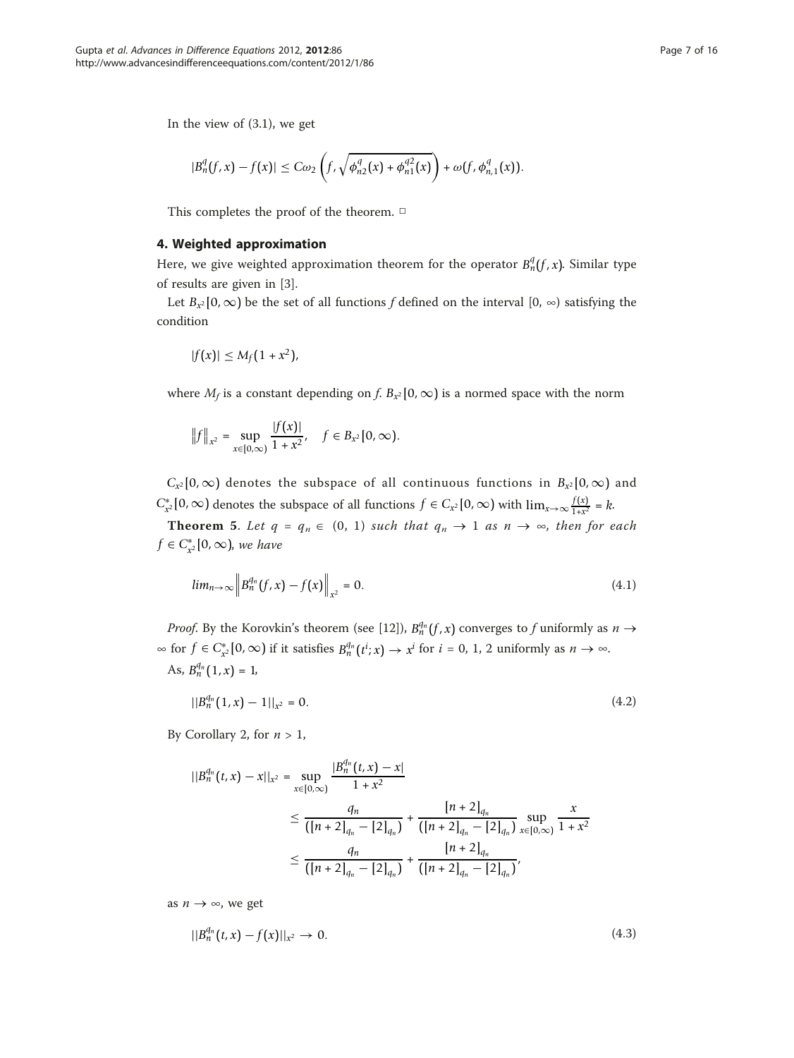In the view of (3.1), we get

$$|B_n^q(f,x) - f(x)| \leq C\omega_2\left(f, \sqrt{\phi_{n2}^q(x) + \phi_{n1}^{q2}(x)}\right) + \omega(f, \phi_{n,1}^q(x)).$$

This completes the proof of the theorem. □

## 4. Weighted approximation

Here, we give weighted approximation theorem for the operator $B_n^q(f,x)$. Similar type of results are given in [3].

Let $B_{x^2}[0,\infty)$ be the set of all functions $f$ defined on the interval $[0, \infty)$ satisfying the condition

$$|f(x)| \leq M_f(1 + x^2),$$

where $M_f$ is a constant depending on $f$. $B_{x^2}[0,\infty)$ is a normed space with the norm

$$\|f\|_{x^2} = \sup_{x\in[0,\infty)} \frac{|f(x)|}{1+x^2}, \quad f \in B_{x^2}[0,\infty).$$

$C_{x^2}[0,\infty)$ denotes the subspace of all continuous functions in $B_{x^2}[0,\infty)$ and $C_{x^2}^*[0,\infty)$ denotes the subspace of all functions $f \in C_{x^2}[0,\infty)$ with $\lim_{x\to\infty}\frac{f(x)}{1+x^2} = k$.

**Theorem 5**. *Let $q = q_n \in (0, 1)$ such that $q_n \to 1$ as $n \to \infty$, then for each $f \in C_{x^2}^*[0,\infty)$, we have*

$$lim_{n\to\infty}\left\|B_n^{q_n}(f,x) - f(x)\right\|_{x^2} = 0. \tag{4.1}$$

*Proof*. By the Korovkin's theorem (see [12]), $B_n^{q_n}(f,x)$ converges to $f$ uniformly as $n \to \infty$ for $f \in C_{x^2}^*[0,\infty)$ if it satisfies $B_n^{q_n}(t^i;x) \to x^i$ for $i = 0, 1, 2$ uniformly as $n \to \infty$.

As, $B_n^{q_n}(1,x) = 1$,

$$||B_n^{q_n}(1,x) - 1||_{x^2} = 0. \tag{4.2}$$

By Corollary 2, for $n > 1$,

$$\begin{aligned} ||B_n^{q_n}(t,x) - x||_{x^2} &= \sup_{x\in[0,\infty)} \frac{|B_n^{q_n}(t,x) - x|}{1+x^2} \\ &\leq \frac{q_n}{([n+2]_{q_n} - [2]_{q_n})} + \frac{[n+2]_{q_n}}{([n+2]_{q_n} - [2]_{q_n})} \sup_{x\in[0,\infty)} \frac{x}{1+x^2} \\ &\leq \frac{q_n}{([n+2]_{q_n} - [2]_{q_n})} + \frac{[n+2]_{q_n}}{([n+2]_{q_n} - [2]_{q_n})}, \end{aligned}$$

as $n \to \infty$, we get

$$||B_n^{q_n}(t,x) - f(x)||_{x^2} \to 0. \tag{4.3}$$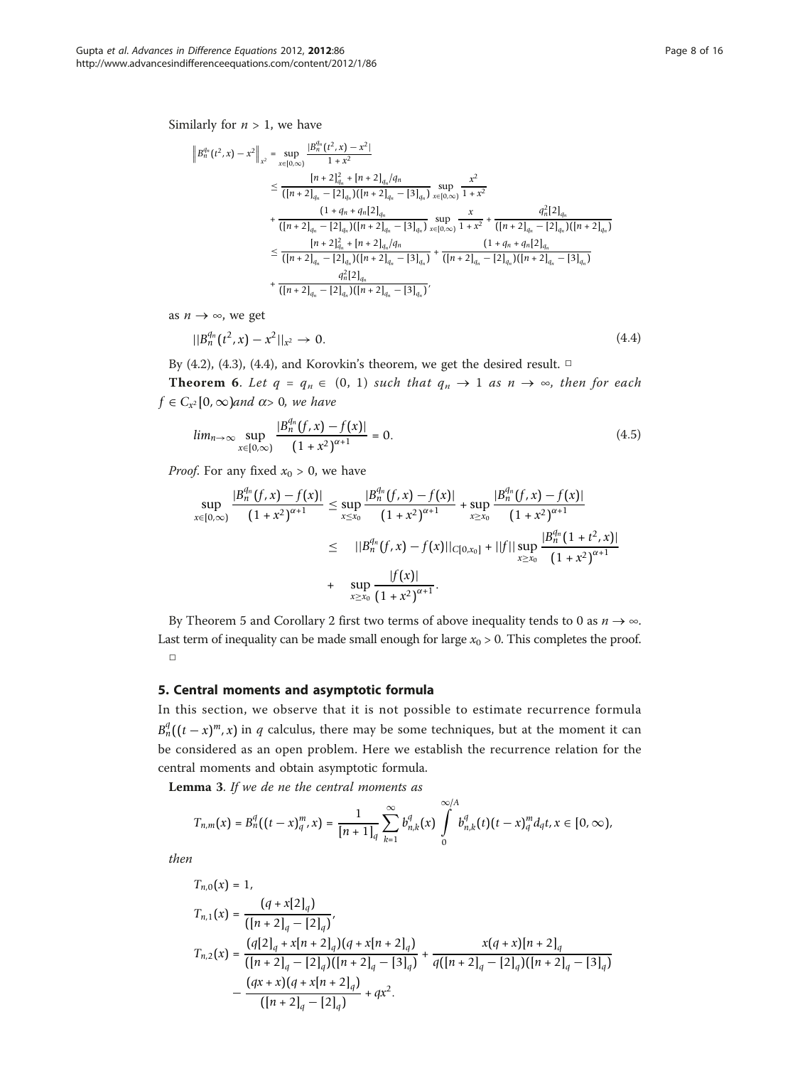Similarly for $n > 1$, we have

$$
\begin{aligned}
\left\| B_n^{q_n}(t^2,x) - x^2 \right\|_{x^2} &= \sup_{x\in[0,\infty)} \frac{|B_n^{q_n}(t^2,x) - x^2|}{1+x^2} \\
&\leq \frac{[n+2]_{q_n}^2 + [n+2]_{q_n}/q_n}{([n+2]_{q_n} - [2]_{q_n})([n+2]_{q_n} - [3]_{q_n})} \sup_{x\in[0,\infty)} \frac{x^2}{1+x^2} \\
&+ \frac{(1+q_n+q_n[2]_{q_n}}{([n+2]_{q_n} - [2]_{q_n})([n+2]_{q_n} - [3]_{q_n})} \sup_{x\in[0,\infty)} \frac{x}{1+x^2} + \frac{q_n^2[2]_{q_n}}{([n+2]_{q_n} - [2]_{q_n})([n+2]_{q_n})} \\
&\leq \frac{[n+2]_{q_n}^2 + [n+2]_{q_n}/q_n}{([n+2]_{q_n} - [2]_{q_n})([n+2]_{q_n} - [3]_{q_n})} + \frac{(1+q_n+q_n[2]_{q_n}}{([n+2]_{q_n} - [2]_{q_n})([n+2]_{q_n} - [3]_{q_n})} \\
&+ \frac{q_n^2[2]_{q_n}}{([n+2]_{q_n} - [2]_{q_n})([n+2]_{q_n} - [3]_{q_n})},
\end{aligned}
$$

as $n \to \infty$, we get

$$||B_n^{q_n}(t^2,x) - x^2||_{x^2} \to 0. \tag{4.4}$$

By (4.2), (4.3), (4.4), and Korovkin's theorem, we get the desired result. □

**Theorem 6**. *Let $q = q_n \in (0, 1)$ such that $q_n \to 1$ as $n \to \infty$, then for each $f \in C_{x^2}[0, \infty)$and $\alpha > 0$, we have*

$$lim_{n\to\infty} \sup_{x\in[0,\infty)} \frac{|B_n^{q_n}(f,x) - f(x)|}{(1+x^2)^{\alpha+1}} = 0. \tag{4.5}$$

*Proof*. For any fixed $x_0 > 0$, we have

$$
\begin{aligned}
\sup_{x\in[0,\infty)} \frac{|B_n^{q_n}(f,x) - f(x)|}{(1+x^2)^{\alpha+1}} &\leq \sup_{x\leq x_0} \frac{|B_n^{q_n}(f,x) - f(x)|}{(1+x^2)^{\alpha+1}} + \sup_{x\geq x_0} \frac{|B_n^{q_n}(f,x) - f(x)|}{(1+x^2)^{\alpha+1}} \\
&\leq \quad ||B_n^{q_n}(f,x) - f(x)||_{C[0,x_0]} + ||f|| \sup_{x\geq x_0} \frac{|B_n^{q_n}(1+t^2,x)|}{(1+x^2)^{\alpha+1}} \\
&+ \quad \sup_{x\geq x_0} \frac{|f(x)|}{(1+x^2)^{\alpha+1}}.
\end{aligned}
$$

By Theorem 5 and Corollary 2 first two terms of above inequality tends to 0 as $n \to \infty$. Last term of inequality can be made small enough for large $x_0 > 0$. This completes the proof. □

## 5. Central moments and asymptotic formula

In this section, we observe that it is not possible to estimate recurrence formula $B_n^q((t-x)^m, x)$ in $q$ calculus, there may be some techniques, but at the moment it can be considered as an open problem. Here we establish the recurrence relation for the central moments and obtain asymptotic formula.

**Lemma 3**. *If we de ne the central moments as*

$$T_{n,m}(x) = B_n^q((t-x)_q^m, x) = \frac{1}{[n+1]_q} \sum_{k=1}^{\infty} b_{n,k}^q(x) \int_0^{\infty/A} b_{n,k}^q(t)(t-x)_q^m d_q t, x \in [0, \infty),$$

*then*

$$
\begin{aligned}
T_{n,0}(x) &= 1, \\
T_{n,1}(x) &= \frac{(q + x[2]_q)}{([n+2]_q - [2]_q)}, \\
T_{n,2}(x) &= \frac{(q[2]_q + x[n+2]_q)(q + x[n+2]_q)}{([n+2]_q - [2]_q)([n+2]_q - [3]_q)} + \frac{x(q+x)[n+2]_q}{q([n+2]_q - [2]_q)([n+2]_q - [3]_q)} \\
&- \frac{(qx+x)(q+x[n+2]_q)}{([n+2]_q - [2]_q)} + qx^2.
\end{aligned}
$$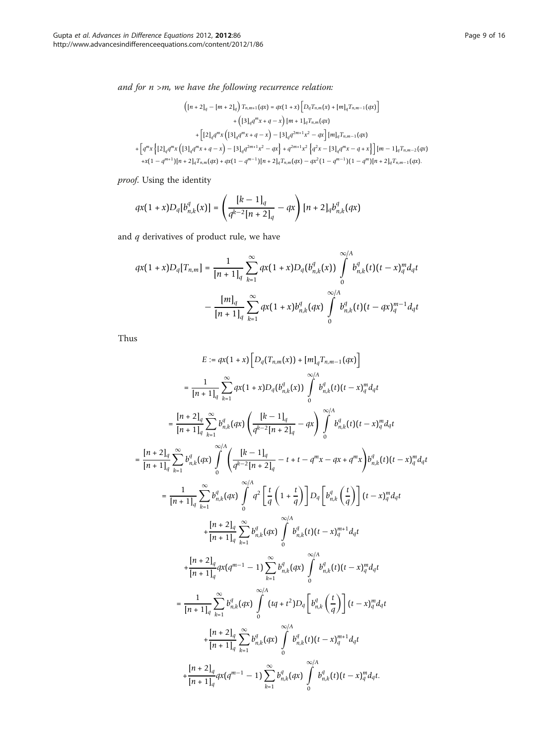*and for n >m, we have the following recurrence relation:*

$$
\begin{aligned}
\left([n+2]_q - [m+2]_q\right) T_{n,m+1}(qx) &= qx(1+x)\left[D_q T_{n,m}(x) + [m]_q T_{n,m-1}(qx)\right] \\
&+ \left([3]_q q^m x + q - x\right)[m+1]_q T_{n,m}(qx) \\
&+ \left[[2]_q q^m x\left([3]_q q^m x + q - x\right) - [3]_q q^{2m+1}x^2 - qx\right][m]_q T_{n,m-1}(qx) \\
&+ \left[q^m x\left\{[2]_q q^m x\left([3]_q q^m x + q - x\right) - [3]_q q^{2m+1}x^2 - qx\right\} + q^{2m+1}x^2\left\{q^2 x - [3]_q q^m x - q + x\right\}\right][m-1]_q T_{n,m-2}(qx) \\
&+ x(1-q^{m+1})[n+2]_q T_{n,m}(qx) + qx(1-q^{m-1})[n+2]_q T_{n,m}(qx) - qx^2(1-q^{m-1})(1-q^m)[n+2]_q T_{n,m-1}(qx).
\end{aligned}
$$

*proof*. Using the identity

$$
qx(1+x)D_q[b^q_{n,k}(x)] = \left(\frac{[k-1]_q}{q^{k-2}[n+2]_q} - qx\right)[n+2]_q b^q_{n,k}(qx)
$$

and $q$ derivatives of product rule, we have

$$
\begin{aligned}
qx(1+x)D_q[T_{n,m}] &= \frac{1}{[n+1]_q}\sum_{k=1}^{\infty} qx(1+x)D_q(b^q_{n,k}(x))\int_0^{\infty/A} b^q_{n,k}(t)(t-x)^m_q d_q t \\
&- \frac{[m]_q}{[n+1]_q}\sum_{k=1}^{\infty} qx(1+x)b^q_{n,k}(qx)\int_0^{\infty/A} b^q_{n,k}(t)(t-qx)^{m-1}_q d_q t
\end{aligned}
$$

Thus

$$
\begin{aligned}
E &:= qx(1+x)\left[D_q(T_{n,m}(x)) + [m]_q T_{n,m-1}(qx)\right] \\
&= \frac{1}{[n+1]_q}\sum_{k=1}^{\infty} qx(1+x)D_q(b^q_{n,k}(x))\int_0^{\infty/A} b^q_{n,k}(t)(t-x)^m_q d_q t \\
&= \frac{[n+2]_q}{[n+1]_q}\sum_{k=1}^{\infty} b^q_{n,k}(qx)\left(\frac{[k-1]_q}{q^{k-2}[n+2]_q} - qx\right)\int_0^{\infty/A} b^q_{n,k}(t)(t-x)^m_q d_q t \\
&= \frac{[n+2]_q}{[n+1]_q}\sum_{k=1}^{\infty} b^q_{n,k}(qx)\int_0^{\infty/A}\left(\frac{[k-1]_q}{q^{k-2}[n+2]_q} - t + t - q^m x - qx + q^m x\right)b^q_{n,k}(t)(t-x)^m_q d_q t \\
&= \frac{1}{[n+1]_q}\sum_{k=1}^{\infty} b^q_{n,k}(qx)\int_0^{\infty/A} q^2\left[\frac{t}{q}\left(1+\frac{t}{q}\right)\right]D_q\left[b^q_{n,k}\left(\frac{t}{q}\right)\right](t-x)^m_q d_q t \\
&+ \frac{[n+2]_q}{[n+1]_q}\sum_{k=1}^{\infty} b^q_{n,k}(qx)\int_0^{\infty/A} b^q_{n,k}(t)(t-x)^{m+1}_q d_q t \\
&+ \frac{[n+2]_q}{[n+1]_q}qx(q^{m-1}-1)\sum_{k=1}^{\infty} b^q_{n,k}(qx)\int_0^{\infty/A} b^q_{n,k}(t)(t-x)^m_q d_q t \\
&= \frac{1}{[n+1]_q}\sum_{k=1}^{\infty} b^q_{n,k}(qx)\int_0^{\infty/A}(tq+t^2)D_q\left[b^q_{n,k}\left(\frac{t}{q}\right)\right](t-x)^m_q d_q t \\
&+ \frac{[n+2]_q}{[n+1]_q}\sum_{k=1}^{\infty} b^q_{n,k}(qx)\int_0^{\infty/A} b^q_{n,k}(t)(t-x)^{m+1}_q d_q t \\
&+ \frac{[n+2]_q}{[n+1]_q}qx(q^{m-1}-1)\sum_{k=1}^{\infty} b^q_{n,k}(qx)\int_0^{\infty/A} b^q_{n,k}(t)(t-x)^m_q d_q t.
\end{aligned}
$$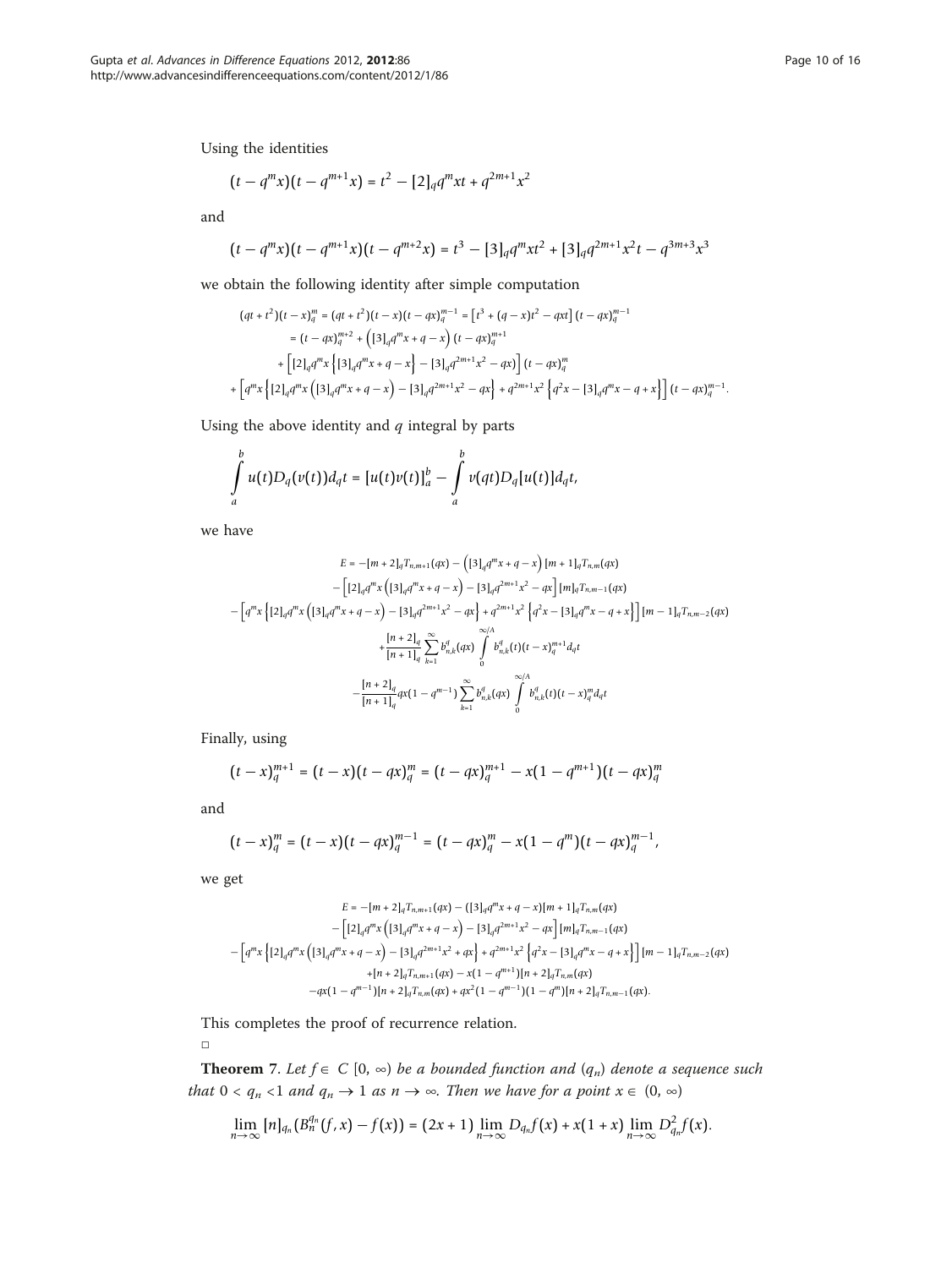Using the identities

$$(t - q^m x)(t - q^{m+1} x) = t^2 - [2]_q q^m xt + q^{2m+1} x^2$$

and

$$(t - q^m x)(t - q^{m+1} x)(t - q^{m+2} x) = t^3 - [3]_q q^m xt^2 + [3]_q q^{2m+1} x^2 t - q^{3m+3} x^3$$

we obtain the following identity after simple computation

$$\begin{aligned}
(qt + t^2)(t - x)_q^m &= (qt + t^2)(t - x)(t - qx)_q^{m-1} = \left[t^3 + (q - x)t^2 - qxt\right](t - qx)_q^{m-1} \\
&= (t - qx)_q^{m+2} + \left([3]_q q^m x + q - x\right)(t - qx)_q^{m+1} \\
&+ \left[[2]_q q^m x\left\{[3]_q q^m x + q - x\right\} - [3]_q q^{2m+1} x^2 - qx\right](t - qx)_q^m \\
+ \Big[q^m x\Big\{[2]_q q^m x\left([3]_q q^m x + q - x\right) &- [3]_q q^{2m+1} x^2 - qx\Big\} + q^{2m+1} x^2\left\{q^2 x - [3]_q q^m x - q + x\right\}\Big](t - qx)_q^{m-1}.
\end{aligned}$$

Using the above identity and $q$ integral by parts

$$\int_a^b u(t) D_q(v(t)) d_q t = [u(t)v(t)]_a^b - \int_a^b v(qt) D_q[u(t)] d_q t,$$

we have

$$\begin{aligned}
E &= -[m+2]_q T_{n,m+1}(qx) - \left([3]_q q^m x + q - x\right)[m+1]_q T_{n,m}(qx) \\
&- \left[[2]_q q^m x\left([3]_q q^m x + q - x\right) - [3]_q q^{2m+1} x^2 - qx\right][m]_q T_{n,m-1}(qx) \\
&- \left[q^m x\left\{[2]_q q^m x\left([3]_q q^m x + q - x\right) - [3]_q q^{2m+1} x^2 - qx\right\} + q^{2m+1} x^2\left\{q^2 x - [3]_q q^m x - q + x\right\}\right][m-1]_q T_{n,m-2}(qx) \\
&+ \frac{[n+2]_q}{[n+1]_q} \sum_{k=1}^{\infty} b_{n,k}^q(qx) \int_0^{\infty/A} b_{n,k}^q(t)(t - x)_q^{m+1} d_q t \\
&- \frac{[n+2]_q}{[n+1]_q} qx(1 - q^{m-1}) \sum_{k=1}^{\infty} b_{n,k}^q(qx) \int_0^{\infty/A} b_{n,k}^q(t)(t - x)_q^m d_q t
\end{aligned}$$

Finally, using

$$(t - x)_q^{m+1} = (t - x)(t - qx)_q^m = (t - qx)_q^{m+1} - x(1 - q^{m+1})(t - qx)_q^m$$

and

$$(t - x)_q^m = (t - x)(t - qx)_q^{m-1} = (t - qx)_q^m - x(1 - q^m)(t - qx)_q^{m-1},$$

we get

$$\begin{aligned}
E &= -[m+2]_q T_{n,m+1}(qx) - ([3]_q q^m x + q - x)[m+1]_q T_{n,m}(qx) \\
&- \left[[2]_q q^m x\left([3]_q q^m x + q - x\right) - [3]_q q^{2m+1} x^2 - qx\right][m]_q T_{n,m-1}(qx) \\
&- \left[q^m x\left\{[2]_q q^m x\left([3]_q q^m x + q - x\right) - [3]_q q^{2m+1} x^2 + qx\right\} + q^{2m+1} x^2\left\{q^2 x - [3]_q q^m x - q + x\right\}\right][m-1]_q T_{n,m-2}(qx) \\
&+ [n+2]_q T_{n,m+1}(qx) - x(1 - q^{m+1})[n+2]_q T_{n,m}(qx) \\
&- qx(1 - q^{m-1})[n+2]_q T_{n,m}(qx) + qx^2(1 - q^{m-1})(1 - q^m)[n+2]_q T_{n,m-1}(qx).
\end{aligned}$$

This completes the proof of recurrence relation.

□

**Theorem 7**. *Let $f \in C[0, \infty)$ be a bounded function and $(q_n)$ denote a sequence such that $0 < q_n < 1$ and $q_n \to 1$ as $n \to \infty$. Then we have for a point $x \in (0, \infty)$*

$$\lim_{n \to \infty} [n]_{q_n}\left(B_n^{q_n}(f, x) - f(x)\right) = (2x + 1) \lim_{n \to \infty} D_{q_n} f(x) + x(1 + x) \lim_{n \to \infty} D_{q_n}^2 f(x).$$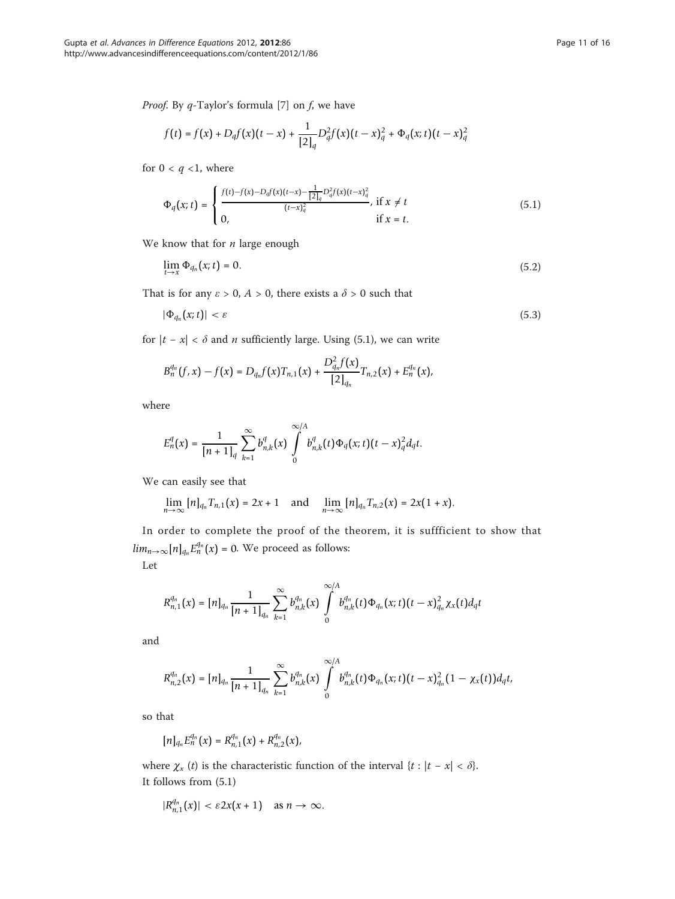*Proof*. By $q$-Taylor's formula [7] on $f$, we have

$$f(t) = f(x) + D_q f(x)(t - x) + \frac{1}{[2]_q} D_q^2 f(x)(t - x)_q^2 + \Phi_q(x; t)(t - x)_q^2$$

for $0 < q < 1$, where

$$\Phi_q(x;t) = \begin{cases} \frac{f(t)-f(x)-D_q f(x)(t-x)-\frac{1}{[2]_q}D_q^2 f(x)(t-x)_q^2}{(t-x)_q^2}, & \text{if } x \neq t \\ 0, & \text{if } x = t. \end{cases} \tag{5.1}$$

We know that for $n$ large enough

$$\lim_{t \to x} \Phi_{q_n}(x; t) = 0. \tag{5.2}$$

That is for any $\varepsilon > 0$, $A > 0$, there exists a $\delta > 0$ such that

$$|\Phi_{q_n}(x; t)| < \varepsilon \tag{5.3}$$

for $|t - x| < \delta$ and $n$ sufficiently large. Using (5.1), we can write

$$B_n^{q_n}(f, x) - f(x) = D_{q_n} f(x) T_{n,1}(x) + \frac{D_{q_n}^2 f(x)}{[2]_{q_n}} T_{n,2}(x) + E_n^{q_n}(x),$$

where

$$E_n^q(x) = \frac{1}{[n+1]_q} \sum_{k=1}^{\infty} b_{n,k}^q(x) \int_0^{\infty/A} b_{n,k}^q(t) \Phi_q(x; t)(t - x)_q^2 d_q t.$$

We can easily see that

$$\lim_{n \to \infty} [n]_{q_n} T_{n,1}(x) = 2x + 1 \quad \text{and} \quad \lim_{n \to \infty} [n]_{q_n} T_{n,2}(x) = 2x(1 + x).$$

In order to complete the proof of the theorem, it is suffficient to show that $lim_{n\to\infty}[n]_{q_n} E_n^{q_n}(x) = 0$. We proceed as follows:

Let

$$R_{n,1}^{q_n}(x) = [n]_{q_n} \frac{1}{[n+1]_{q_n}} \sum_{k=1}^{\infty} b_{n,k}^{q_n}(x) \int_0^{\infty/A} b_{n,k}^{q_n}(t) \Phi_{q_n}(x; t)(t - x)_{q_n}^2 \chi_x(t) d_q t$$

and

$$R_{n,2}^{q_n}(x) = [n]_{q_n} \frac{1}{[n+1]_{q_n}} \sum_{k=1}^{\infty} b_{n,k}^{q_n}(x) \int_0^{\infty/A} b_{n,k}^{q_n}(t) \Phi_{q_n}(x; t)(t - x)_{q_n}^2 (1 - \chi_x(t)) d_q t,$$

so that

$$[n]_{q_n} E_n^{q_n}(x) = R_{n,1}^{q_n}(x) + R_{n,2}^{q_n}(x),$$

where $\chi_x(t)$ is the characteristic function of the interval $\{t : |t - x| < \delta\}$.

It follows from (5.1)

$$|R_{n,1}^{q_n}(x)| < \varepsilon 2x(x + 1) \quad \text{as } n \to \infty.$$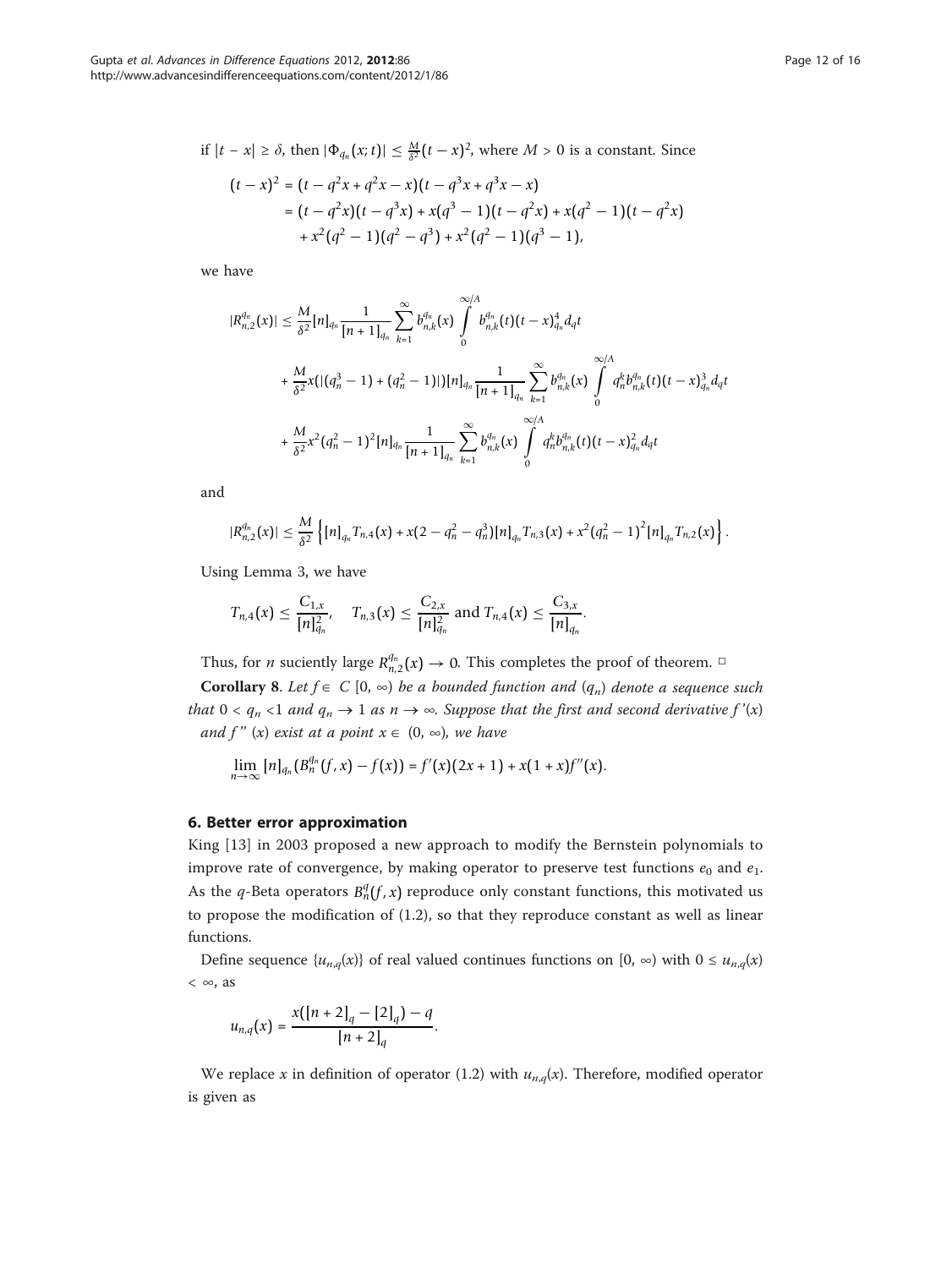if $|t-x| \geq \delta$, then $|\Phi_{q_n}(x;t)| \leq \frac{M}{\delta^2}(t-x)^2$, where $M > 0$ is a constant. Since

$$
\begin{aligned}
(t-x)^2 &= (t - q^2x + q^2x - x)(t - q^3x + q^3x - x) \\
&= (t - q^2x)(t - q^3x) + x(q^3 - 1)(t - q^2x) + x(q^2 - 1)(t - q^2x) \\
&\quad + x^2(q^2 - 1)(q^2 - q^3) + x^2(q^2 - 1)(q^3 - 1),
\end{aligned}
$$

we have

$$
\begin{aligned}
|R_{n,2}^{q_n}(x)| &\leq \frac{M}{\delta^2}[n]_{q_n}\frac{1}{[n+1]_{q_n}}\sum_{k=1}^{\infty} b_{n,k}^{q_n}(x)\int_0^{\infty/A} b_{n,k}^{q_n}(t)(t-x)_{q_n}^4 d_qt \\
&\quad + \frac{M}{\delta^2}x(|(q_n^3-1)+(q_n^2-1)|)[n]_{q_n}\frac{1}{[n+1]_{q_n}}\sum_{k=1}^{\infty} b_{n,k}^{q_n}(x)\int_0^{\infty/A} q_n^k b_{n,k}^{q_n}(t)(t-x)_{q_n}^3 d_qt \\
&\quad + \frac{M}{\delta^2}x^2(q_n^2-1)^2[n]_{q_n}\frac{1}{[n+1]_{q_n}}\sum_{k=1}^{\infty} b_{n,k}^{q_n}(x)\int_0^{\infty/A} q_n^k b_{n,k}^{q_n}(t)(t-x)_{q_n}^2 d_qt
\end{aligned}
$$

and

$$
|R_{n,2}^{q_n}(x)| \leq \frac{M}{\delta^2}\left\{[n]_{q_n}T_{n,4}(x) + x(2 - q_n^2 - q_n^3)[n]_{q_n}T_{n,3}(x) + x^2(q_n^2-1)^2[n]_{q_n}T_{n,2}(x)\right\}.
$$

Using Lemma 3, we have

$$
T_{n,4}(x) \leq \frac{C_{1,x}}{[n]_{q_n}^2}, \quad T_{n,3}(x) \leq \frac{C_{2,x}}{[n]_{q_n}^2} \text{ and } T_{n,4}(x) \leq \frac{C_{3,x}}{[n]_{q_n}}.
$$

Thus, for $n$ suciently large $R_{n,2}^{q_n}(x) \to 0$. This completes the proof of theorem. □

**Corollary 8**. *Let $f \in C[0, \infty)$ be a bounded function and $(q_n)$ denote a sequence such that $0 < q_n < 1$ and $q_n \to 1$ as $n \to \infty$. Suppose that the first and second derivative $f'(x)$ and $f''(x)$ exist at a point $x \in (0, \infty)$, we have*

$$
\lim_{n\to\infty}[n]_{q_n}(B_n^{q_n}(f,x) - f(x)) = f'(x)(2x+1) + x(1+x)f''(x).
$$

## 6. Better error approximation

King [13] in 2003 proposed a new approach to modify the Bernstein polynomials to improve rate of convergence, by making operator to preserve test functions $e_0$ and $e_1$. As the $q$-Beta operators $B_n^q(f,x)$ reproduce only constant functions, this motivated us to propose the modification of (1.2), so that they reproduce constant as well as linear functions.

Define sequence $\{u_{n,q}(x)\}$ of real valued continues functions on $[0, \infty)$ with $0 \leq u_{n,q}(x) < \infty$, as

$$
u_{n,q}(x) = \frac{x([n+2]_q - [2]_q) - q}{[n+2]_q}.
$$

We replace $x$ in definition of operator (1.2) with $u_{n,q}(x)$. Therefore, modified operator is given as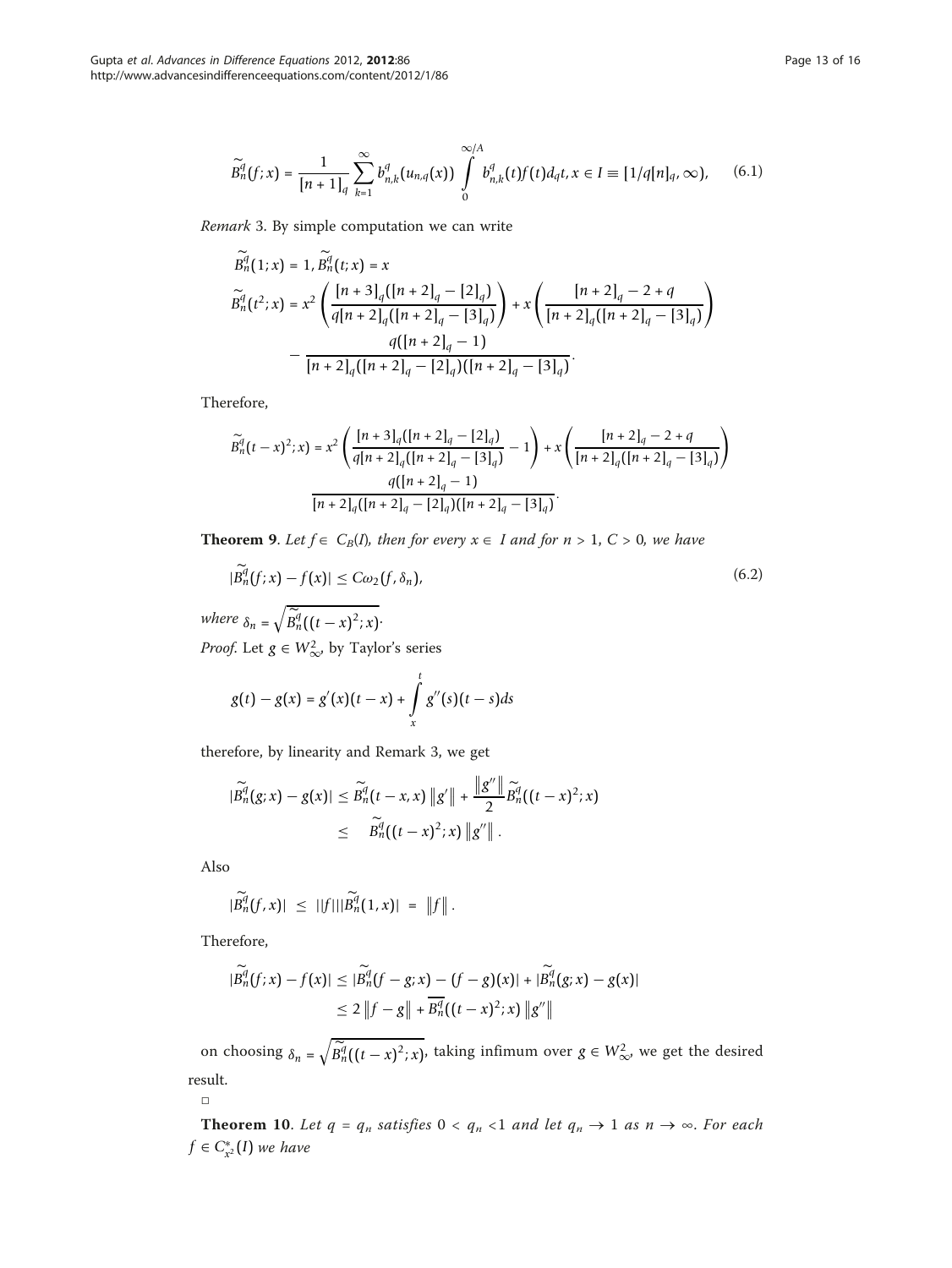$$\widetilde{B}_n^q(f;x) = \frac{1}{[n+1]_q}\sum_{k=1}^{\infty} b_{n,k}^q(u_{n,q}(x)) \int_0^{\infty/A} b_{n,k}^q(t) f(t) d_q t, x \in I \equiv [1/q[n]_q, \infty), \tag{6.1}$$

*Remark* 3. By simple computation we can write

$$\begin{aligned}
&\widetilde{B}_n^q(1;x) = 1, \widetilde{B}_n^q(t;x) = x \\
&\widetilde{B}_n^q(t^2;x) = x^2\left(\frac{[n+3]_q([n+2]_q - [2]_q)}{q[n+2]_q([n+2]_q - [3]_q)}\right) + x\left(\frac{[n+2]_q - 2 + q}{[n+2]_q([n+2]_q - [3]_q)}\right) \\
&\quad - \frac{q([n+2]_q - 1)}{[n+2]_q([n+2]_q - [2]_q)([n+2]_q - [3]_q)}.
\end{aligned}$$

Therefore,

$$\widetilde{B}_n^q(t-x)^2;x) = x^2\left(\frac{[n+3]_q([n+2]_q - [2]_q)}{q[n+2]_q([n+2]_q - [3]_q)} - 1\right) + x\left(\frac{[n+2]_q - 2 + q}{[n+2]_q([n+2]_q - [3]_q)}\right)$$
$$\frac{q([n+2]_q - 1)}{[n+2]_q([n+2]_q - [2]_q)([n+2]_q - [3]_q)}.$$

**Theorem 9**. *Let $f \in C_B(I)$, then for every $x \in I$ and for $n > 1$, $C > 0$, we have*

$$|\widetilde{B}_n^q(f;x) - f(x)| \le C\omega_2(f, \delta_n), \tag{6.2}$$

*where* $\delta_n = \sqrt{\widetilde{B}_n^q((t-x)^2;x)}$.

*Proof.* Let $g \in W_\infty^2$, by Taylor's series

$$g(t) - g(x) = g'(x)(t-x) + \int_x^t g''(s)(t-s)ds$$

therefore, by linearity and Remark 3, we get

$$\begin{aligned}
|\widetilde{B}_n^q(g;x) - g(x)| &\le \widetilde{B}_n^q(t-x,x)\left\|g'\right\| + \frac{\left\|g''\right\|}{2}\widetilde{B}_n^q((t-x)^2;x) \\
&\le \quad \widetilde{B}_n^q((t-x)^2;x)\left\|g''\right\|.
\end{aligned}$$

Also

$$|\widetilde{B}_n^q(f,x)| \ \le \ ||f|||\widetilde{B}_n^q(1,x)| \ = \ \left\|f\right\|.$$

Therefore,

$$\begin{aligned}
|\widetilde{B}_n^q(f;x) - f(x)| &\le |\widetilde{B}_n^q(f-g;x) - (f-g)(x)| + |\widetilde{B}_n^q(g;x) - g(x)| \\
&\le 2\left\|f-g\right\| + \overline{B_n^q}((t-x)^2;x)\left\|g''\right\|
\end{aligned}$$

on choosing $\delta_n = \sqrt{\widetilde{B}_n^q((t-x)^2;x)}$, taking infimum over $g \in W_\infty^2$, we get the desired result.

□

**Theorem 10**. *Let $q = q_n$ satisfies $0 < q_n < 1$ and let $q_n \to 1$ as $n \to \infty$. For each $f \in C_{x^2}^*(I)$ we have*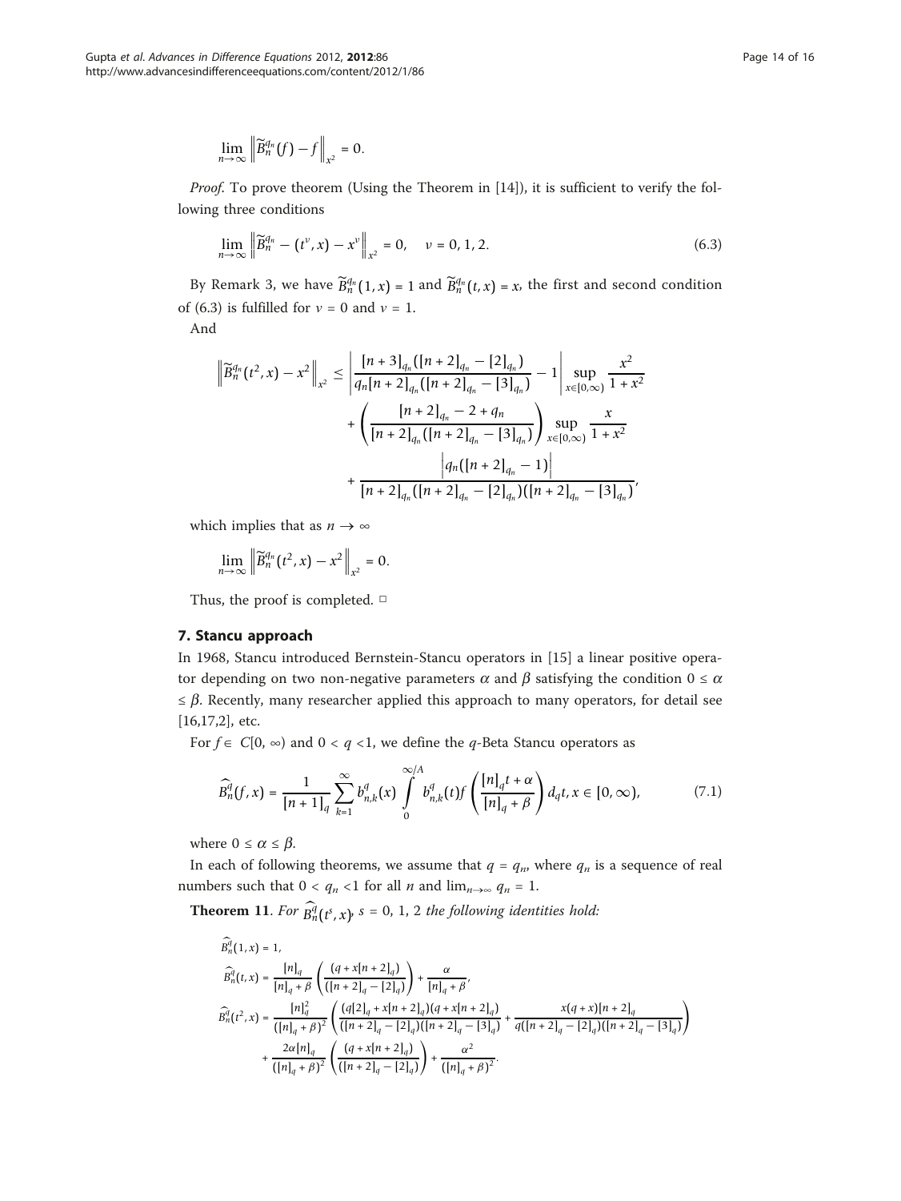$$\lim_{n\to\infty} \left\| \widetilde{B}_n^{q_n}(f) - f \right\|_{x^2} = 0.$$

*Proof.* To prove theorem (Using the Theorem in [14]), it is sufficient to verify the following three conditions

$$\lim_{n\to\infty} \left\| \widetilde{B}_n^{q_n} - (t^\nu, x) - x^\nu \right\|_{x^2} = 0, \quad \nu = 0, 1, 2. \tag{6.3}$$

By Remark 3, we have $\widetilde{B}_n^{q_n}(1, x) = 1$ and $\widetilde{B}_n^{q_n}(t, x) = x$, the first and second condition of (6.3) is fulfilled for $\nu = 0$ and $\nu = 1$.

And

$$\begin{aligned}
\left\| \widetilde{B}_n^{q_n}(t^2, x) - x^2 \right\|_{x^2} \leq & \left| \frac{[n+3]_{q_n}([n+2]_{q_n} - [2]_{q_n})}{q_n[n+2]_{q_n}([n+2]_{q_n} - [3]_{q_n})} - 1 \right| \sup_{x\in[0,\infty)} \frac{x^2}{1+x^2} \\
& + \left( \frac{[n+2]_{q_n} - 2 + q_n}{[n+2]_{q_n}([n+2]_{q_n} - [3]_{q_n})} \right) \sup_{x\in[0,\infty)} \frac{x}{1+x^2} \\
& + \frac{\left| q_n([n+2]_{q_n} - 1) \right|}{[n+2]_{q_n}([n+2]_{q_n} - [2]_{q_n})([n+2]_{q_n} - [3]_{q_n})},
\end{aligned}$$

which implies that as $n \to \infty$

$$\lim_{n\to\infty} \left\| \widetilde{B}_n^{q_n}(t^2, x) - x^2 \right\|_{x^2} = 0.$$

Thus, the proof is completed. □

## 7. Stancu approach

In 1968, Stancu introduced Bernstein-Stancu operators in [15] a linear positive operator depending on two non-negative parameters $\alpha$ and $\beta$ satisfying the condition $0 \leq \alpha \leq \beta$. Recently, many researcher applied this approach to many operators, for detail see [16,17,2], etc.

For $f \in C[0, \infty)$ and $0 < q < 1$, we define the $q$-Beta Stancu operators as

$$\widehat{B}_n^q(f, x) = \frac{1}{[n+1]_q} \sum_{k=1}^{\infty} b_{n,k}^q(x) \int_0^{\infty/A} b_{n,k}^q(t) f\left( \frac{[n]_q t + \alpha}{[n]_q + \beta} \right) d_q t, x \in [0, \infty), \tag{7.1}$$

where $0 \leq \alpha \leq \beta$.

In each of following theorems, we assume that $q = q_n$, where $q_n$ is a sequence of real numbers such that $0 < q_n < 1$ for all $n$ and $\lim_{n\to\infty} q_n = 1$.

**Theorem 11**. *For $\widehat{B}_n^q(t^s, x)$, $s = 0, 1, 2$ the following identities hold:*

$$\widehat{B}_n^q(1, x) = 1,$$

$$\widehat{B}_n^q(t, x) = \frac{[n]_q}{[n]_q + \beta} \left( \frac{(q + x[n+2]_q)}{([n+2]_q - [2]_q)} \right) + \frac{\alpha}{[n]_q + \beta},$$

$$\begin{aligned}
\widehat{B}_n^q(t^2, x) = & \frac{[n]_q^2}{([n]_q + \beta)^2} \left( \frac{(q[2]_q + x[n+2]_q)(q + x[n+2]_q)}{([n+2]_q - [2]_q)([n+2]_q - [3]_q)} + \frac{x(q + x)[n+2]_q}{q([n+2]_q - [2]_q)([n+2]_q - [3]_q)} \right) \\
& + \frac{2\alpha[n]_q}{([n]_q + \beta)^2} \left( \frac{(q + x[n+2]_q)}{([n+2]_q - [2]_q)} \right) + \frac{\alpha^2}{([n]_q + \beta)^2}.
\end{aligned}$$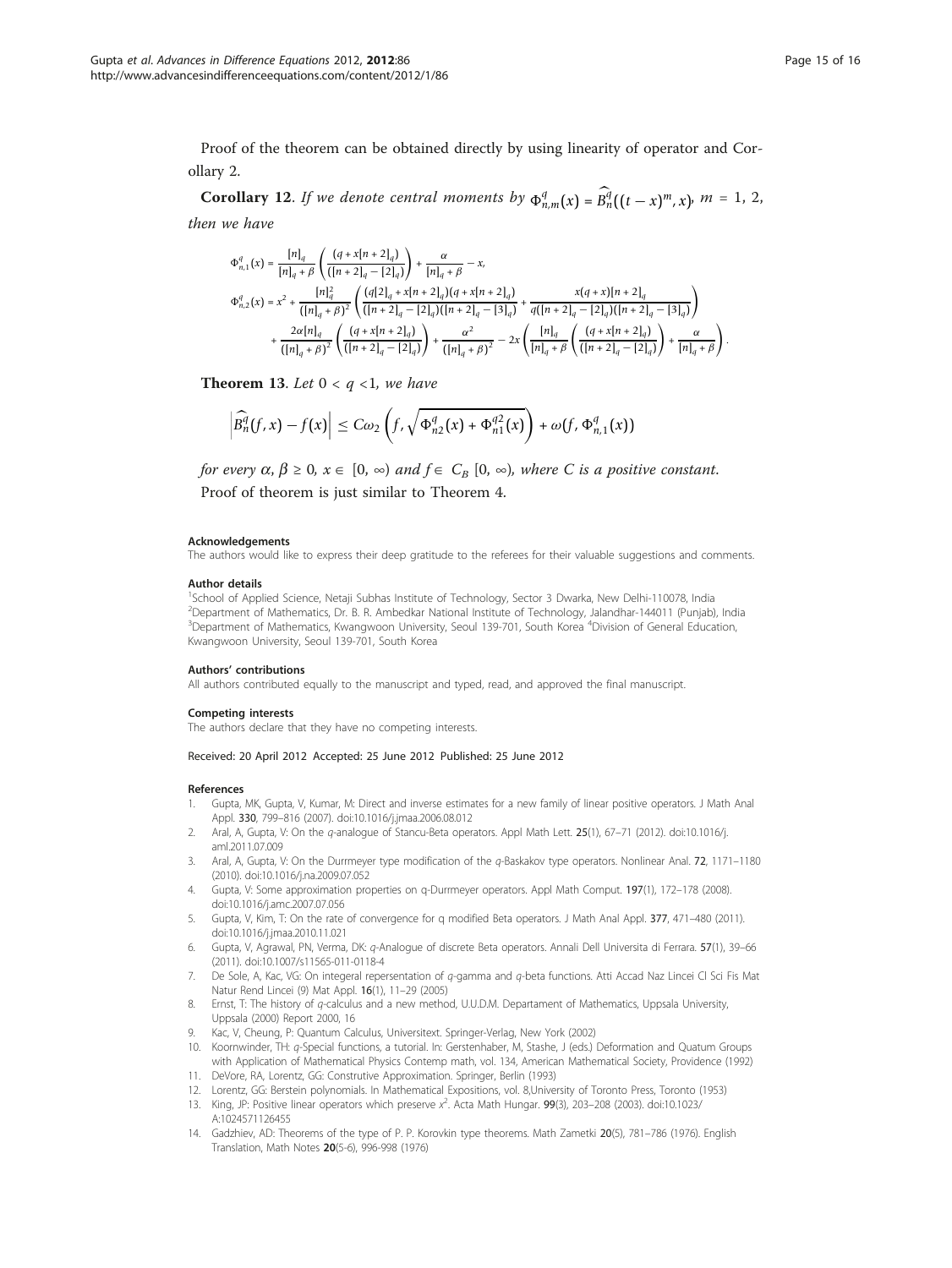Proof of the theorem can be obtained directly by using linearity of operator and Corollary 2.

**Corollary 12**. *If we denote central moments by* $\Phi^q_{n,m}(x) = \widehat{B}^q_n((t-x)^m, x)$, $m = 1, 2,$ *then we have*

$$\Phi^q_{n,1}(x) = \frac{[n]_q}{[n]_q + \beta}\left(\frac{(q + x[n+2]_q)}{([n+2]_q - [2]_q)}\right) + \frac{\alpha}{[n]_q + \beta} - x,$$

$$\Phi^q_{n,2}(x) = x^2 + \frac{[n]_q^2}{([n]_q + \beta)^2}\left(\frac{(q[2]_q + x[n+2]_q)(q + x[n+2]_q)}{([n+2]_q - [2]_q)([n+2]_q - [3]_q)} + \frac{x(q+x)[n+2]_q}{q([n+2]_q - [2]_q)([n+2]_q - [3]_q)}\right)$$
$$+ \frac{2\alpha[n]_q}{([n]_q + \beta)^2}\left(\frac{(q + x[n+2]_q)}{([n+2]_q - [2]_q)}\right) + \frac{\alpha^2}{([n]_q + \beta)^2} - 2x\left(\frac{[n]_q}{[n]_q + \beta}\left(\frac{(q + x[n+2]_q)}{([n+2]_q - [2]_q)}\right) + \frac{\alpha}{[n]_q + \beta}\right).$$

**Theorem 13**. *Let* $0 < q < 1$, *we have*

$$\left|\widehat{B}^q_n(f, x) - f(x)\right| \le C\omega_2\left(f, \sqrt{\Phi^q_{n2}(x) + \Phi^{q2}_{n1}(x)}\right) + \omega(f, \Phi^q_{n,1}(x))$$

*for every* $\alpha, \beta \ge 0$, $x \in [0, \infty)$ *and* $f \in C_B[0, \infty)$, *where C is a positive constant.*

Proof of theorem is just similar to Theorem 4.

#### Acknowledgements

The authors would like to express their deep gratitude to the referees for their valuable suggestions and comments.

#### Author details

[1]School of Applied Science, Netaji Subhas Institute of Technology, Sector 3 Dwarka, New Delhi-110078, India [2]Department of Mathematics, Dr. B. R. Ambedkar National Institute of Technology, Jalandhar-144011 (Punjab), India [3]Department of Mathematics, Kwangwoon University, Seoul 139-701, South Korea [4]Division of General Education, Kwangwoon University, Seoul 139-701, South Korea

#### Authors' contributions

All authors contributed equally to the manuscript and typed, read, and approved the final manuscript.

#### Competing interests

The authors declare that they have no competing interests.

Received: 20 April 2012 Accepted: 25 June 2012 Published: 25 June 2012

#### References

1. Gupta, MK, Gupta, V, Kumar, M: Direct and inverse estimates for a new family of linear positive operators. J Math Anal Appl. **330**, 799–816 (2007). doi:10.1016/j.jmaa.2006.08.012
2. Aral, A, Gupta, V: On the *q*-analogue of Stancu-Beta operators. Appl Math Lett. **25**(1), 67–71 (2012). doi:10.1016/j.aml.2011.07.009
3. Aral, A, Gupta, V: On the Durrmeyer type modification of the *q*-Baskakov type operators. Nonlinear Anal. **72**, 1171–1180 (2010). doi:10.1016/j.na.2009.07.052
4. Gupta, V: Some approximation properties on q-Durrmeyer operators. Appl Math Comput. **197**(1), 172–178 (2008). doi:10.1016/j.amc.2007.07.056
5. Gupta, V, Kim, T: On the rate of convergence for q modified Beta operators. J Math Anal Appl. **377**, 471–480 (2011). doi:10.1016/j.jmaa.2010.11.021
6. Gupta, V, Agrawal, PN, Verma, DK: *q*-Analogue of discrete Beta operators. Annali Dell Universita di Ferrara. **57**(1), 39–66 (2011). doi:10.1007/s11565-011-0118-4
7. De Sole, A, Kac, VG: On integeral repersentation of *q*-gamma and *q*-beta functions. Atti Accad Naz Lincei Cl Sci Fis Mat Natur Rend Lincei (9) Mat Appl. **16**(1), 11–29 (2005)
8. Ernst, T: The history of *q*-calculus and a new method, U.U.D.M. Departament of Mathematics, Uppsala University, Uppsala (2000) Report 2000, 16
9. Kac, V, Cheung, P: Quantum Calculus, Universitext. Springer-Verlag, New York (2002)
10. Koornwinder, TH: *q*-Special functions, a tutorial. In: Gerstenhaber, M, Stashe, J (eds.) Deformation and Quatum Groups with Application of Mathematical Physics Contemp math, vol. 134, American Mathematical Society, Providence (1992)
11. DeVore, RA, Lorentz, GG: Construtive Approximation. Springer, Berlin (1993)
12. Lorentz, GG: Berstein polynomials. In Mathematical Expositions, vol. 8,University of Toronto Press, Toronto (1953)
13. King, JP: Positive linear operators which preserve $x^2$. Acta Math Hungar. **99**(3), 203–208 (2003). doi:10.1023/A:1024571126455
14. Gadzhiev, AD: Theorems of the type of P. P. Korovkin type theorems. Math Zametki **20**(5), 781–786 (1976). English Translation, Math Notes **20**(5-6), 996-998 (1976)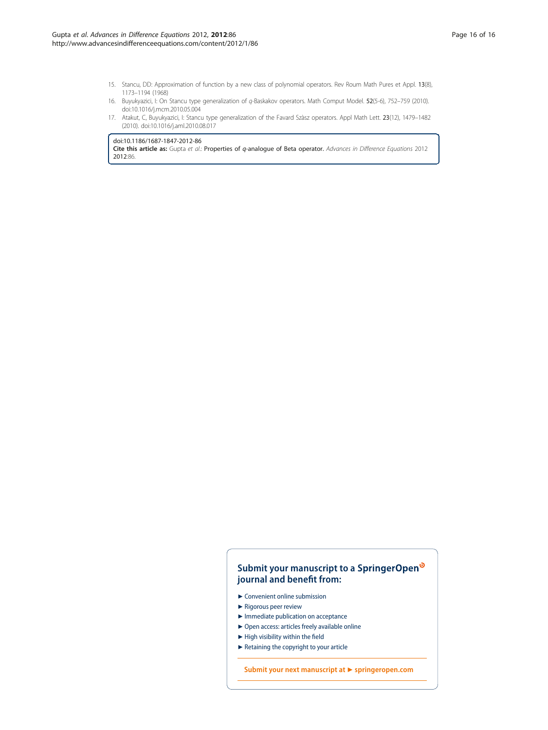15. Stancu, DD: Approximation of function by a new class of polynomial operators. Rev Roum Math Pures et Appl. **13**(8), 1173–1194 (1968)
16. Buyukyazici, I: On Stancu type generalization of *q*-Baskakov operators. Math Comput Model. **52**(5-6), 752–759 (2010). doi:10.1016/j.mcm.2010.05.004
17. Atakut, C, Buyukyazici, I: Stancu type generalization of the Favard Szàsz operators. Appl Math Lett. **23**(12), 1479–1482 (2010). doi:10.1016/j.aml.2010.08.017

doi:10.1186/1687-1847-2012-86
**Cite this article as:** Gupta *et al.*: Properties of *q*-analogue of Beta operator. *Advances in Difference Equations* 2012 **2012**:86.

**Submit your manuscript to a SpringerOpen journal and benefit from:**

- ► Convenient online submission
- ► Rigorous peer review
- ► Immediate publication on acceptance
- ► Open access: articles freely available online
- ► High visibility within the field
- ► Retaining the copyright to your article

**Submit your next manuscript at ► springeropen.com**